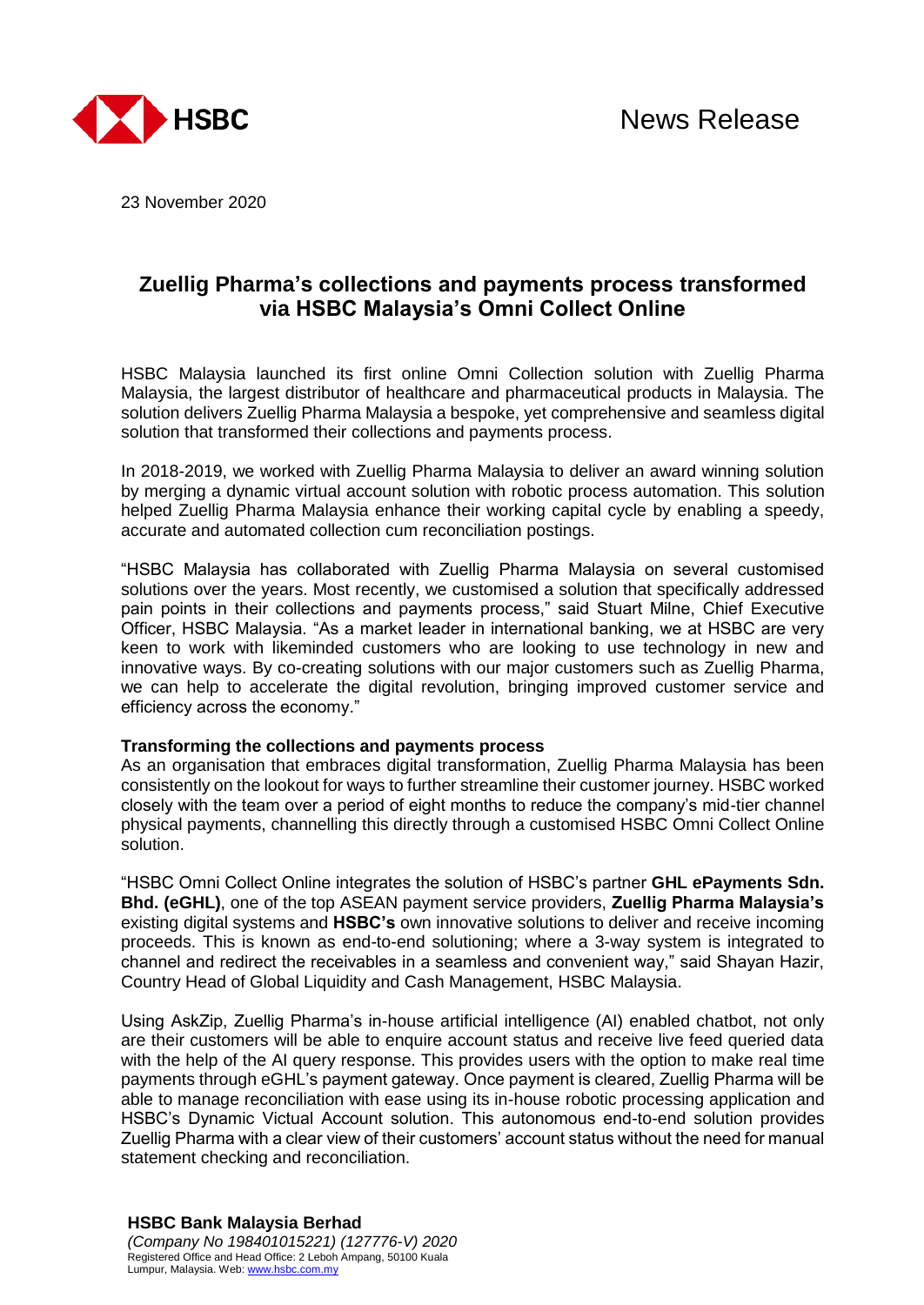HSBC

News Release

23 November 2020

# Zuellig Pharma's collections and payments process transformed via HSBC Malaysia's Omni Collect Online

HSBC Malaysia launched its first online Omni Collection solution with Zuellig Pharma Malaysia, the largest distributor of healthcare and pharmaceutical products in Malaysia. The solution delivers Zuellig Pharma Malaysia a bespoke, yet comprehensive and seamless digital solution that transformed their collections and payments process.

In 2018-2019, we worked with Zuellig Pharma Malaysia to deliver an award winning solution by merging a dynamic virtual account solution with robotic process automation. This solution helped Zuellig Pharma Malaysia enhance their working capital cycle by enabling a speedy, accurate and automated collection cum reconciliation postings.

"HSBC Malaysia has collaborated with Zuellig Pharma Malaysia on several customised solutions over the years. Most recently, we customised a solution that specifically addressed pain points in their collections and payments process," said Stuart Milne, Chief Executive Officer, HSBC Malaysia. "As a market leader in international banking, we at HSBC are very keen to work with likeminded customers who are looking to use technology in new and innovative ways. By co-creating solutions with our major customers such as Zuellig Pharma, we can help to accelerate the digital revolution, bringing improved customer service and efficiency across the economy."

**Transforming the collections and payments process**

As an organisation that embraces digital transformation, Zuellig Pharma Malaysia has been consistently on the lookout for ways to further streamline their customer journey. HSBC worked closely with the team over a period of eight months to reduce the company's mid-tier channel physical payments, channelling this directly through a customised HSBC Omni Collect Online solution.

"HSBC Omni Collect Online integrates the solution of HSBC's partner **GHL ePayments Sdn. Bhd. (eGHL)**, one of the top ASEAN payment service providers, **Zuellig Pharma Malaysia's** existing digital systems and **HSBC's** own innovative solutions to deliver and receive incoming proceeds. This is known as end-to-end solutioning; where a 3-way system is integrated to channel and redirect the receivables in a seamless and convenient way," said Shayan Hazir, Country Head of Global Liquidity and Cash Management, HSBC Malaysia.

Using AskZip, Zuellig Pharma's in-house artificial intelligence (AI) enabled chatbot, not only are their customers will be able to enquire account status and receive live feed queried data with the help of the AI query response. This provides users with the option to make real time payments through eGHL's payment gateway. Once payment is cleared, Zuellig Pharma will be able to manage reconciliation with ease using its in-house robotic processing application and HSBC's Dynamic Victual Account solution. This autonomous end-to-end solution provides Zuellig Pharma with a clear view of their customers' account status without the need for manual statement checking and reconciliation.

**HSBC Bank Malaysia Berhad**
*(Company No 198401015221) (127776-V) 2020*
Registered Office and Head Office: 2 Leboh Ampang, 50100 Kuala Lumpur, Malaysia. Web: www.hsbc.com.my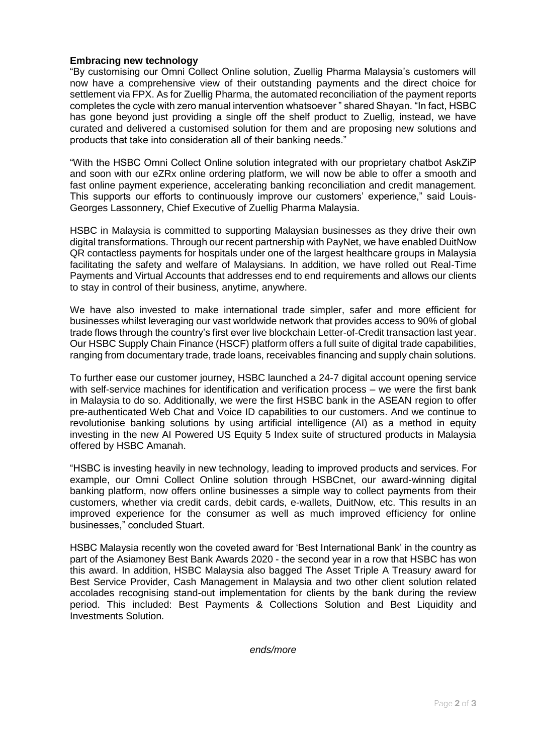**Embracing new technology**

"By customising our Omni Collect Online solution, Zuellig Pharma Malaysia's customers will now have a comprehensive view of their outstanding payments and the direct choice for settlement via FPX. As for Zuellig Pharma, the automated reconciliation of the payment reports completes the cycle with zero manual intervention whatsoever " shared Shayan. "In fact, HSBC has gone beyond just providing a single off the shelf product to Zuellig, instead, we have curated and delivered a customised solution for them and are proposing new solutions and products that take into consideration all of their banking needs."

"With the HSBC Omni Collect Online solution integrated with our proprietary chatbot AskZiP and soon with our eZRx online ordering platform, we will now be able to offer a smooth and fast online payment experience, accelerating banking reconciliation and credit management. This supports our efforts to continuously improve our customers' experience," said Louis-Georges Lassonnery, Chief Executive of Zuellig Pharma Malaysia.

HSBC in Malaysia is committed to supporting Malaysian businesses as they drive their own digital transformations. Through our recent partnership with PayNet, we have enabled DuitNow QR contactless payments for hospitals under one of the largest healthcare groups in Malaysia facilitating the safety and welfare of Malaysians. In addition, we have rolled out Real-Time Payments and Virtual Accounts that addresses end to end requirements and allows our clients to stay in control of their business, anytime, anywhere.

We have also invested to make international trade simpler, safer and more efficient for businesses whilst leveraging our vast worldwide network that provides access to 90% of global trade flows through the country's first ever live blockchain Letter-of-Credit transaction last year. Our HSBC Supply Chain Finance (HSCF) platform offers a full suite of digital trade capabilities, ranging from documentary trade, trade loans, receivables financing and supply chain solutions.

To further ease our customer journey, HSBC launched a 24-7 digital account opening service with self-service machines for identification and verification process – we were the first bank in Malaysia to do so. Additionally, we were the first HSBC bank in the ASEAN region to offer pre-authenticated Web Chat and Voice ID capabilities to our customers. And we continue to revolutionise banking solutions by using artificial intelligence (AI) as a method in equity investing in the new AI Powered US Equity 5 Index suite of structured products in Malaysia offered by HSBC Amanah.

"HSBC is investing heavily in new technology, leading to improved products and services. For example, our Omni Collect Online solution through HSBCnet, our award-winning digital banking platform, now offers online businesses a simple way to collect payments from their customers, whether via credit cards, debit cards, e-wallets, DuitNow, etc. This results in an improved experience for the consumer as well as much improved efficiency for online businesses," concluded Stuart.

HSBC Malaysia recently won the coveted award for 'Best International Bank' in the country as part of the Asiamoney Best Bank Awards 2020 - the second year in a row that HSBC has won this award. In addition, HSBC Malaysia also bagged The Asset Triple A Treasury award for Best Service Provider, Cash Management in Malaysia and two other client solution related accolades recognising stand-out implementation for clients by the bank during the review period. This included: Best Payments & Collections Solution and Best Liquidity and Investments Solution.

*ends/more*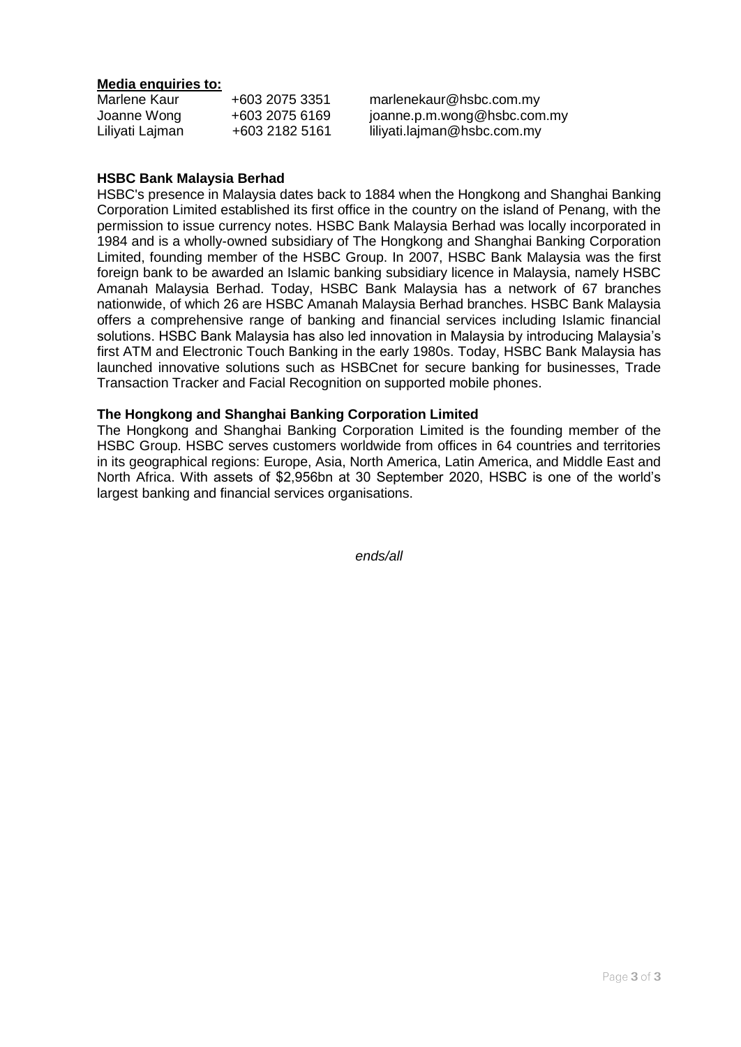**Media enquiries to:**

| | | |
|---|---|---|
| Marlene Kaur | +603 2075 3351 | marlenekaur@hsbc.com.my |
| Joanne Wong | +603 2075 6169 | joanne.p.m.wong@hsbc.com.my |
| Liliyati Lajman | +603 2182 5161 | liliyati.lajman@hsbc.com.my |

**HSBC Bank Malaysia Berhad**

HSBC's presence in Malaysia dates back to 1884 when the Hongkong and Shanghai Banking Corporation Limited established its first office in the country on the island of Penang, with the permission to issue currency notes. HSBC Bank Malaysia Berhad was locally incorporated in 1984 and is a wholly-owned subsidiary of The Hongkong and Shanghai Banking Corporation Limited, founding member of the HSBC Group. In 2007, HSBC Bank Malaysia was the first foreign bank to be awarded an Islamic banking subsidiary licence in Malaysia, namely HSBC Amanah Malaysia Berhad. Today, HSBC Bank Malaysia has a network of 67 branches nationwide, of which 26 are HSBC Amanah Malaysia Berhad branches. HSBC Bank Malaysia offers a comprehensive range of banking and financial services including Islamic financial solutions. HSBC Bank Malaysia has also led innovation in Malaysia by introducing Malaysia's first ATM and Electronic Touch Banking in the early 1980s. Today, HSBC Bank Malaysia has launched innovative solutions such as HSBCnet for secure banking for businesses, Trade Transaction Tracker and Facial Recognition on supported mobile phones.

**The Hongkong and Shanghai Banking Corporation Limited**

The Hongkong and Shanghai Banking Corporation Limited is the founding member of the HSBC Group. HSBC serves customers worldwide from offices in 64 countries and territories in its geographical regions: Europe, Asia, North America, Latin America, and Middle East and North Africa. With assets of $2,956bn at 30 September 2020, HSBC is one of the world's largest banking and financial services organisations.

*ends/all*